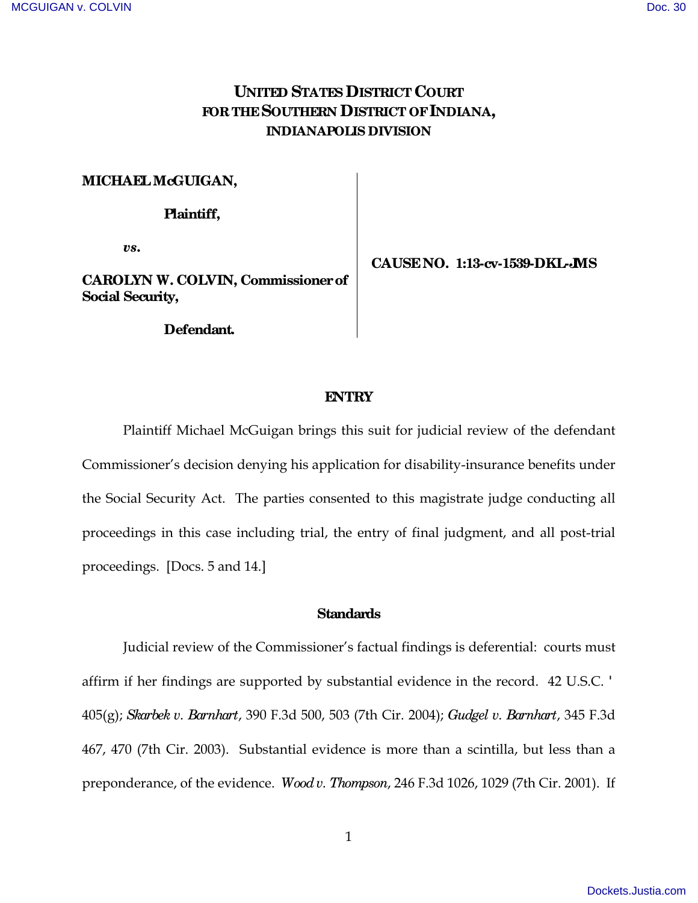# UNITED STATES DISTRICT COURT
# FOR THE SOUTHERN DISTRICT OF INDIANA,
## INDIANAPOLIS DIVISION

| | |
|---|---|
| **MICHAEL McGUIGAN,**<br><br>**Plaintiff,**<br><br>*vs.*<br><br>**CAROLYN W. COLVIN, Commissioner of Social Security,**<br><br>**Defendant.** | **CAUSE NO. 1:13-cv-1539-DKL-JMS** |

## ENTRY

Plaintiff Michael McGuigan brings this suit for judicial review of the defendant Commissioner's decision denying his application for disability-insurance benefits under the Social Security Act. The parties consented to this magistrate judge conducting all proceedings in this case including trial, the entry of final judgment, and all post-trial proceedings. [Docs. 5 and 14.]

### Standards

Judicial review of the Commissioner's factual findings is deferential: courts must affirm if her findings are supported by substantial evidence in the record. 42 U.S.C. ' 405(g); *Skarbek v. Barnhart*, 390 F.3d 500, 503 (7th Cir. 2004); *Gudgel v. Barnhart*, 345 F.3d 467, 470 (7th Cir. 2003). Substantial evidence is more than a scintilla, but less than a preponderance, of the evidence. *Wood v. Thompson*, 246 F.3d 1026, 1029 (7th Cir. 2001). If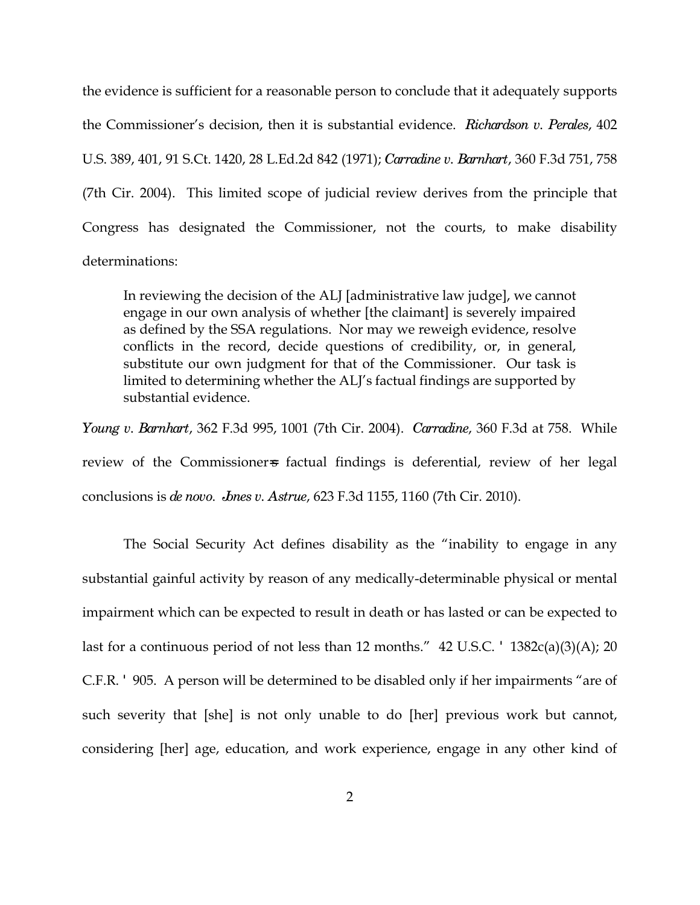the evidence is sufficient for a reasonable person to conclude that it adequately supports the Commissioner's decision, then it is substantial evidence. *Richardson v. Perales*, 402 U.S. 389, 401, 91 S.Ct. 1420, 28 L.Ed.2d 842 (1971); *Carradine v. Barnhart*, 360 F.3d 751, 758 (7th Cir. 2004). This limited scope of judicial review derives from the principle that Congress has designated the Commissioner, not the courts, to make disability determinations:

> In reviewing the decision of the ALJ [administrative law judge], we cannot engage in our own analysis of whether [the claimant] is severely impaired as defined by the SSA regulations. Nor may we reweigh evidence, resolve conflicts in the record, decide questions of credibility, or, in general, substitute our own judgment for that of the Commissioner. Our task is limited to determining whether the ALJ's factual findings are supported by substantial evidence.

*Young v. Barnhart*, 362 F.3d 995, 1001 (7th Cir. 2004). *Carradine*, 360 F.3d at 758. While review of the Commissioner=s factual findings is deferential, review of her legal conclusions is *de novo*. *Jones v. Astrue*, 623 F.3d 1155, 1160 (7th Cir. 2010).

The Social Security Act defines disability as the "inability to engage in any substantial gainful activity by reason of any medically-determinable physical or mental impairment which can be expected to result in death or has lasted or can be expected to last for a continuous period of not less than 12 months." 42 U.S.C. ' 1382c(a)(3)(A); 20 C.F.R. ' 905. A person will be determined to be disabled only if her impairments "are of such severity that [she] is not only unable to do [her] previous work but cannot, considering [her] age, education, and work experience, engage in any other kind of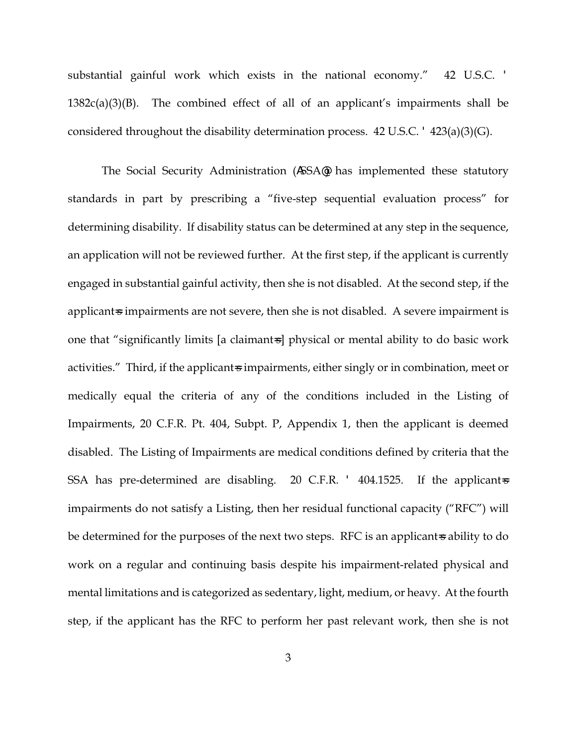substantial gainful work which exists in the national economy." 42 U.S.C. ' 1382c(a)(3)(B). The combined effect of all of an applicant's impairments shall be considered throughout the disability determination process. 42 U.S.C. ' 423(a)(3)(G).

The Social Security Administration (ASSA@) has implemented these statutory standards in part by prescribing a "five-step sequential evaluation process" for determining disability. If disability status can be determined at any step in the sequence, an application will not be reviewed further. At the first step, if the applicant is currently engaged in substantial gainful activity, then she is not disabled. At the second step, if the applicant=s impairments are not severe, then she is not disabled. A severe impairment is one that "significantly limits [a claimant=s] physical or mental ability to do basic work activities." Third, if the applicant=s impairments, either singly or in combination, meet or medically equal the criteria of any of the conditions included in the Listing of Impairments, 20 C.F.R. Pt. 404, Subpt. P, Appendix 1, then the applicant is deemed disabled. The Listing of Impairments are medical conditions defined by criteria that the SSA has pre-determined are disabling. 20 C.F.R. ' 404.1525. If the applicant=s impairments do not satisfy a Listing, then her residual functional capacity ("RFC") will be determined for the purposes of the next two steps. RFC is an applicant=s ability to do work on a regular and continuing basis despite his impairment-related physical and mental limitations and is categorized as sedentary, light, medium, or heavy. At the fourth step, if the applicant has the RFC to perform her past relevant work, then she is not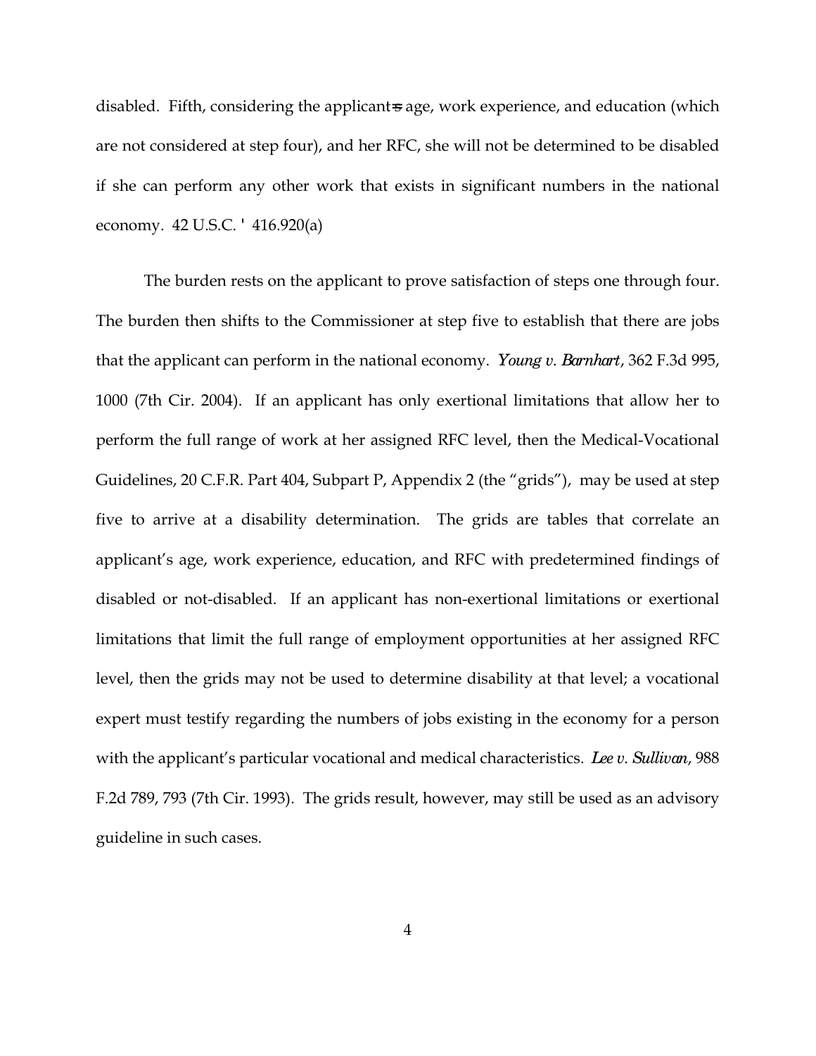disabled. Fifth, considering the applicant=s age, work experience, and education (which are not considered at step four), and her RFC, she will not be determined to be disabled if she can perform any other work that exists in significant numbers in the national economy. 42 U.S.C. ' 416.920(a)

The burden rests on the applicant to prove satisfaction of steps one through four. The burden then shifts to the Commissioner at step five to establish that there are jobs that the applicant can perform in the national economy. *Young v. Barnhart*, 362 F.3d 995, 1000 (7th Cir. 2004). If an applicant has only exertional limitations that allow her to perform the full range of work at her assigned RFC level, then the Medical-Vocational Guidelines, 20 C.F.R. Part 404, Subpart P, Appendix 2 (the "grids"), may be used at step five to arrive at a disability determination. The grids are tables that correlate an applicant's age, work experience, education, and RFC with predetermined findings of disabled or not-disabled. If an applicant has non-exertional limitations or exertional limitations that limit the full range of employment opportunities at her assigned RFC level, then the grids may not be used to determine disability at that level; a vocational expert must testify regarding the numbers of jobs existing in the economy for a person with the applicant's particular vocational and medical characteristics. *Lee v. Sullivan*, 988 F.2d 789, 793 (7th Cir. 1993). The grids result, however, may still be used as an advisory guideline in such cases.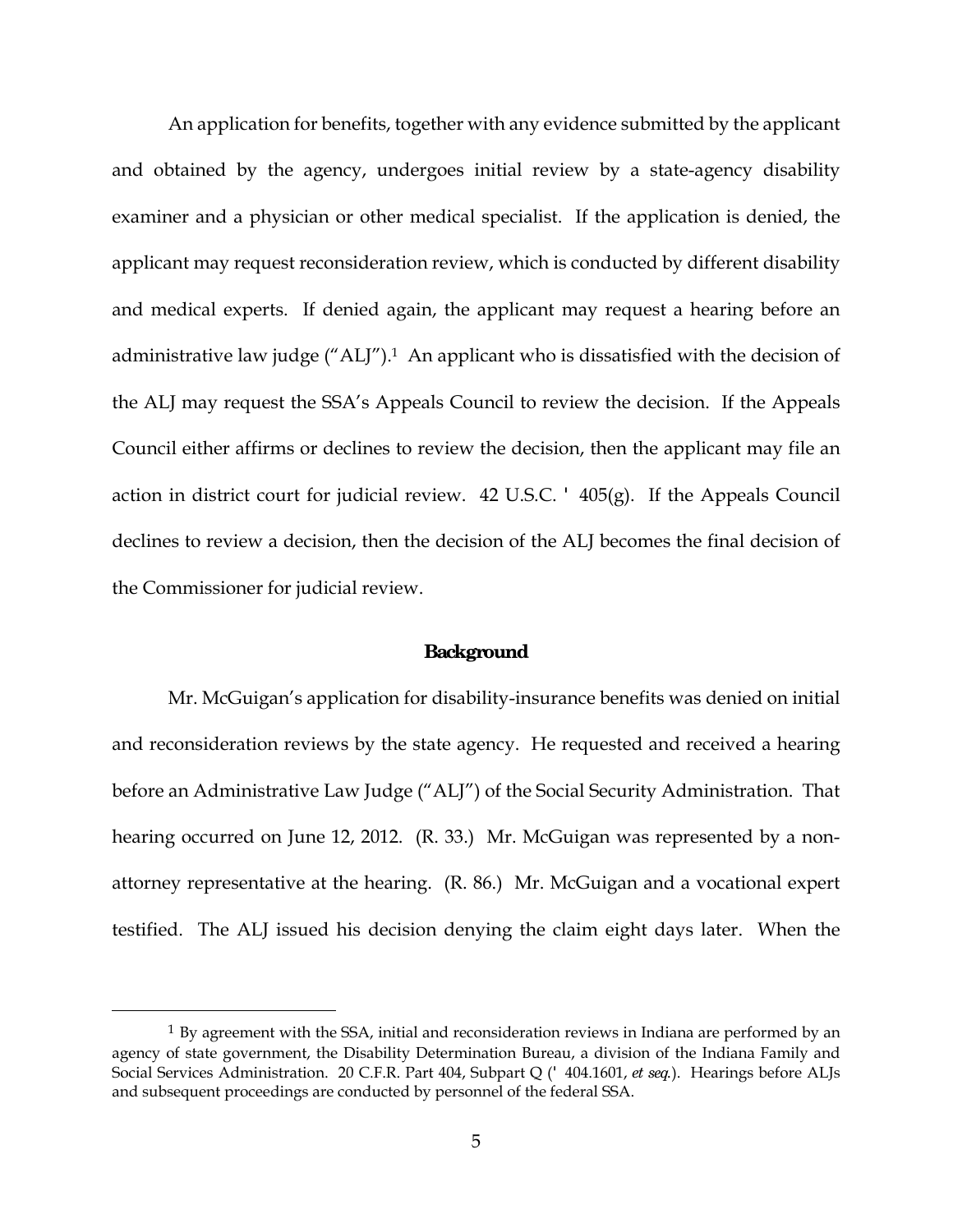An application for benefits, together with any evidence submitted by the applicant and obtained by the agency, undergoes initial review by a state-agency disability examiner and a physician or other medical specialist. If the application is denied, the applicant may request reconsideration review, which is conducted by different disability and medical experts. If denied again, the applicant may request a hearing before an administrative law judge ("ALJ").[1] An applicant who is dissatisfied with the decision of the ALJ may request the SSA's Appeals Council to review the decision. If the Appeals Council either affirms or declines to review the decision, then the applicant may file an action in district court for judicial review. 42 U.S.C. ' 405(g). If the Appeals Council declines to review a decision, then the decision of the ALJ becomes the final decision of the Commissioner for judicial review.

## Background

Mr. McGuigan's application for disability-insurance benefits was denied on initial and reconsideration reviews by the state agency. He requested and received a hearing before an Administrative Law Judge ("ALJ") of the Social Security Administration. That hearing occurred on June 12, 2012. (R. 33.) Mr. McGuigan was represented by a non-attorney representative at the hearing. (R. 86.) Mr. McGuigan and a vocational expert testified. The ALJ issued his decision denying the claim eight days later. When the

[1] By agreement with the SSA, initial and reconsideration reviews in Indiana are performed by an agency of state government, the Disability Determination Bureau, a division of the Indiana Family and Social Services Administration. 20 C.F.R. Part 404, Subpart Q (' 404.1601, *et seq.*). Hearings before ALJs and subsequent proceedings are conducted by personnel of the federal SSA.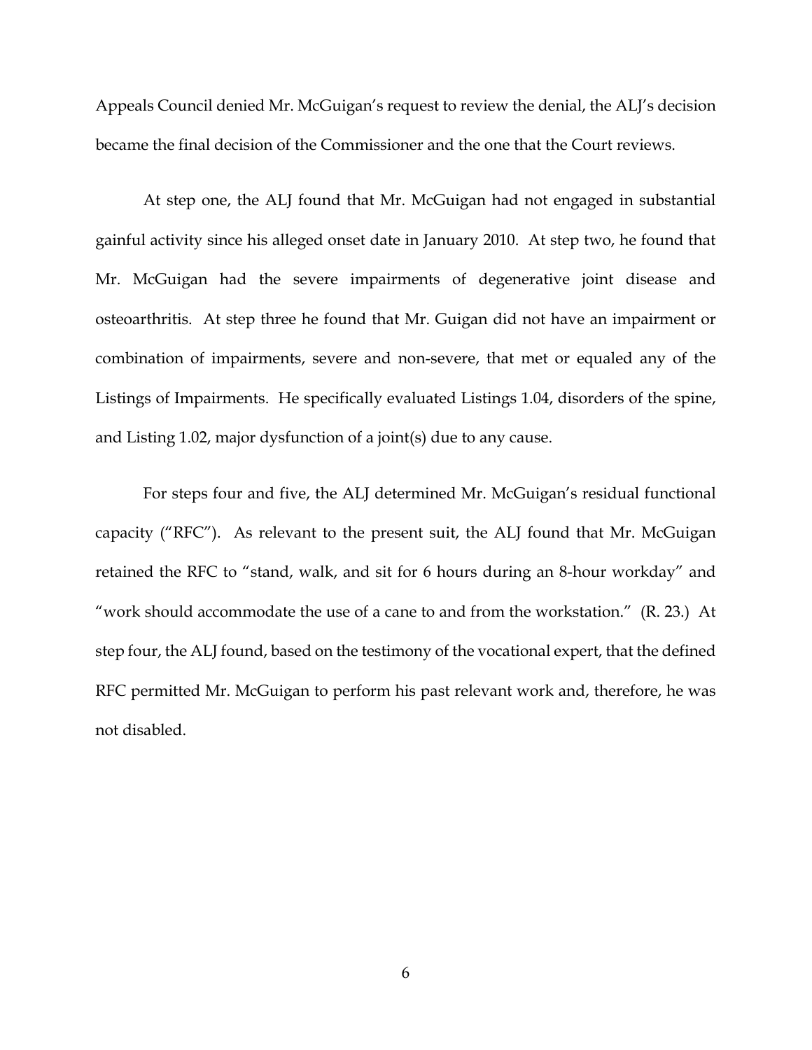Appeals Council denied Mr. McGuigan's request to review the denial, the ALJ's decision became the final decision of the Commissioner and the one that the Court reviews.

At step one, the ALJ found that Mr. McGuigan had not engaged in substantial gainful activity since his alleged onset date in January 2010. At step two, he found that Mr. McGuigan had the severe impairments of degenerative joint disease and osteoarthritis. At step three he found that Mr. Guigan did not have an impairment or combination of impairments, severe and non-severe, that met or equaled any of the Listings of Impairments. He specifically evaluated Listings 1.04, disorders of the spine, and Listing 1.02, major dysfunction of a joint(s) due to any cause.

For steps four and five, the ALJ determined Mr. McGuigan's residual functional capacity ("RFC"). As relevant to the present suit, the ALJ found that Mr. McGuigan retained the RFC to "stand, walk, and sit for 6 hours during an 8-hour workday" and "work should accommodate the use of a cane to and from the workstation." (R. 23.) At step four, the ALJ found, based on the testimony of the vocational expert, that the defined RFC permitted Mr. McGuigan to perform his past relevant work and, therefore, he was not disabled.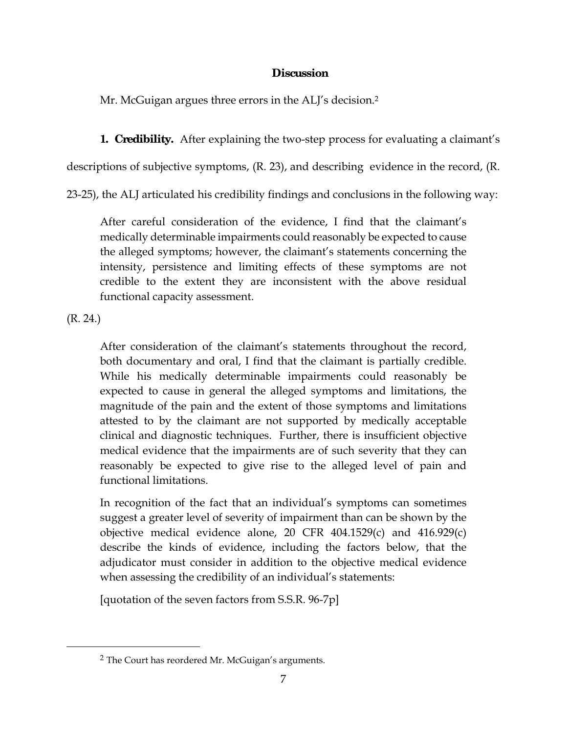## Discussion

Mr. McGuigan argues three errors in the ALJ's decision.[2]

**1. Credibility.** After explaining the two-step process for evaluating a claimant's descriptions of subjective symptoms, (R. 23), and describing evidence in the record, (R. 23-25), the ALJ articulated his credibility findings and conclusions in the following way:

> After careful consideration of the evidence, I find that the claimant's medically determinable impairments could reasonably be expected to cause the alleged symptoms; however, the claimant's statements concerning the intensity, persistence and limiting effects of these symptoms are not credible to the extent they are inconsistent with the above residual functional capacity assessment.

(R. 24.)

> After consideration of the claimant's statements throughout the record, both documentary and oral, I find that the claimant is partially credible. While his medically determinable impairments could reasonably be expected to cause in general the alleged symptoms and limitations, the magnitude of the pain and the extent of those symptoms and limitations attested to by the claimant are not supported by medically acceptable clinical and diagnostic techniques. Further, there is insufficient objective medical evidence that the impairments are of such severity that they can reasonably be expected to give rise to the alleged level of pain and functional limitations.
>
> In recognition of the fact that an individual's symptoms can sometimes suggest a greater level of severity of impairment than can be shown by the objective medical evidence alone, 20 CFR 404.1529(c) and 416.929(c) describe the kinds of evidence, including the factors below, that the adjudicator must consider in addition to the objective medical evidence when assessing the credibility of an individual's statements:
>
> [quotation of the seven factors from S.S.R. 96-7p]

---

[2] The Court has reordered Mr. McGuigan's arguments.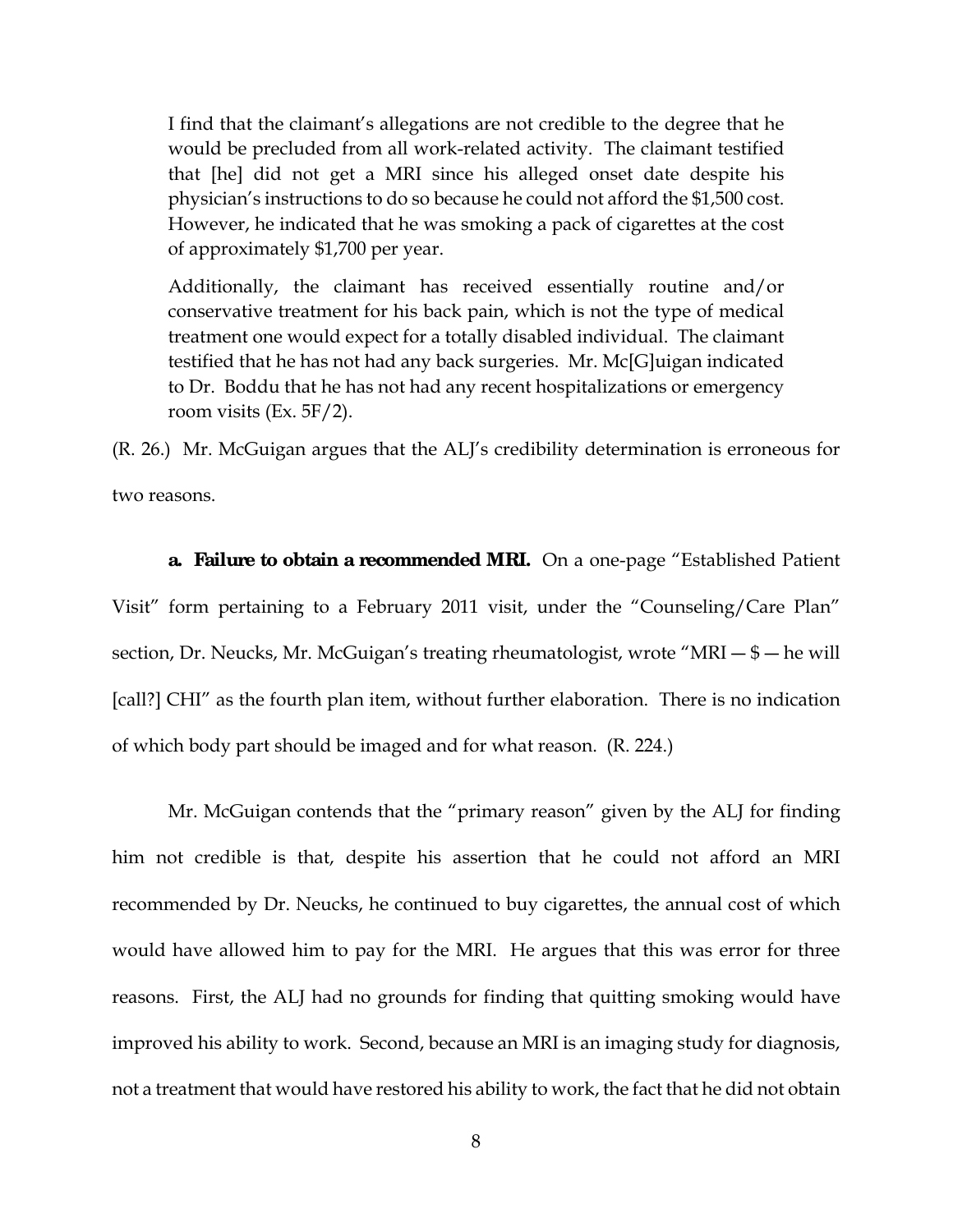> I find that the claimant's allegations are not credible to the degree that he would be precluded from all work-related activity. The claimant testified that [he] did not get a MRI since his alleged onset date despite his physician's instructions to do so because he could not afford the $1,500 cost. However, he indicated that he was smoking a pack of cigarettes at the cost of approximately $1,700 per year.
>
> Additionally, the claimant has received essentially routine and/or conservative treatment for his back pain, which is not the type of medical treatment one would expect for a totally disabled individual. The claimant testified that he has not had any back surgeries. Mr. Mc[G]uigan indicated to Dr. Boddu that he has not had any recent hospitalizations or emergency room visits (Ex. 5F/2).

(R. 26.) Mr. McGuigan argues that the ALJ's credibility determination is erroneous for two reasons.

**a. Failure to obtain a recommended MRI.** On a one-page "Established Patient Visit" form pertaining to a February 2011 visit, under the "Counseling/Care Plan" section, Dr. Neucks, Mr. McGuigan's treating rheumatologist, wrote "MRI — $ — he will [call?] CHI" as the fourth plan item, without further elaboration. There is no indication of which body part should be imaged and for what reason. (R. 224.)

Mr. McGuigan contends that the "primary reason" given by the ALJ for finding him not credible is that, despite his assertion that he could not afford an MRI recommended by Dr. Neucks, he continued to buy cigarettes, the annual cost of which would have allowed him to pay for the MRI. He argues that this was error for three reasons. First, the ALJ had no grounds for finding that quitting smoking would have improved his ability to work. Second, because an MRI is an imaging study for diagnosis, not a treatment that would have restored his ability to work, the fact that he did not obtain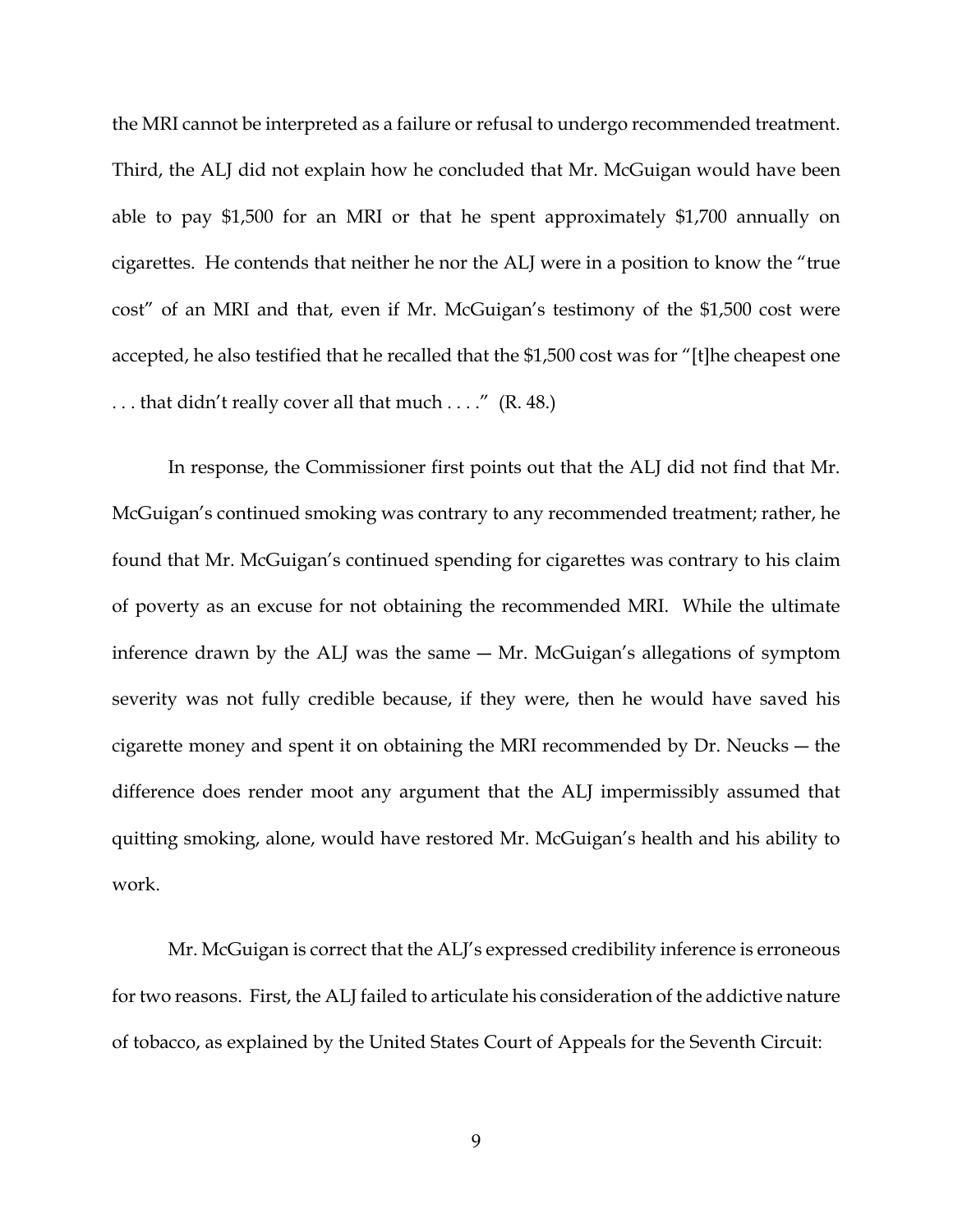the MRI cannot be interpreted as a failure or refusal to undergo recommended treatment. Third, the ALJ did not explain how he concluded that Mr. McGuigan would have been able to pay $1,500 for an MRI or that he spent approximately $1,700 annually on cigarettes. He contends that neither he nor the ALJ were in a position to know the "true cost" of an MRI and that, even if Mr. McGuigan's testimony of the $1,500 cost were accepted, he also testified that he recalled that the $1,500 cost was for "[t]he cheapest one . . . that didn't really cover all that much . . . ." (R. 48.)

In response, the Commissioner first points out that the ALJ did not find that Mr. McGuigan's continued smoking was contrary to any recommended treatment; rather, he found that Mr. McGuigan's continued spending for cigarettes was contrary to his claim of poverty as an excuse for not obtaining the recommended MRI. While the ultimate inference drawn by the ALJ was the same — Mr. McGuigan's allegations of symptom severity was not fully credible because, if they were, then he would have saved his cigarette money and spent it on obtaining the MRI recommended by Dr. Neucks — the difference does render moot any argument that the ALJ impermissibly assumed that quitting smoking, alone, would have restored Mr. McGuigan's health and his ability to work.

Mr. McGuigan is correct that the ALJ's expressed credibility inference is erroneous for two reasons. First, the ALJ failed to articulate his consideration of the addictive nature of tobacco, as explained by the United States Court of Appeals for the Seventh Circuit: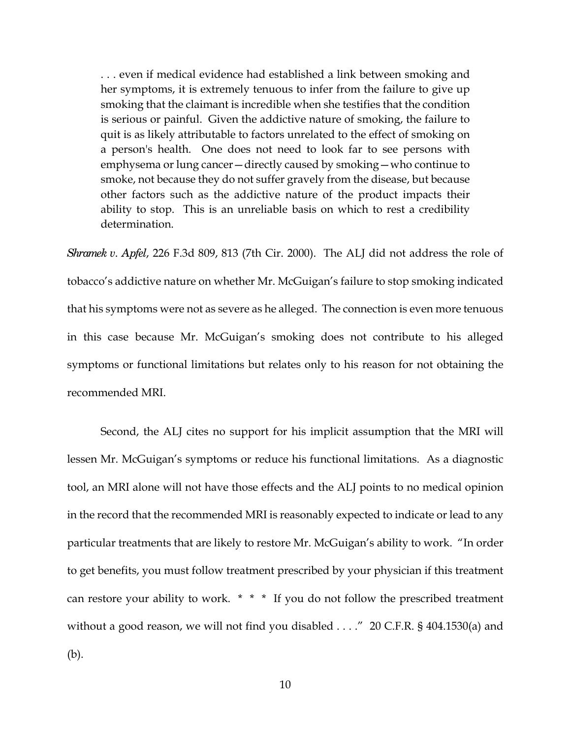> . . . even if medical evidence had established a link between smoking and her symptoms, it is extremely tenuous to infer from the failure to give up smoking that the claimant is incredible when she testifies that the condition is serious or painful. Given the addictive nature of smoking, the failure to quit is as likely attributable to factors unrelated to the effect of smoking on a person's health. One does not need to look far to see persons with emphysema or lung cancer—directly caused by smoking—who continue to smoke, not because they do not suffer gravely from the disease, but because other factors such as the addictive nature of the product impacts their ability to stop. This is an unreliable basis on which to rest a credibility determination.

*Shramek v. Apfel*, 226 F.3d 809, 813 (7th Cir. 2000). The ALJ did not address the role of tobacco's addictive nature on whether Mr. McGuigan's failure to stop smoking indicated that his symptoms were not as severe as he alleged. The connection is even more tenuous in this case because Mr. McGuigan's smoking does not contribute to his alleged symptoms or functional limitations but relates only to his reason for not obtaining the recommended MRI.

Second, the ALJ cites no support for his implicit assumption that the MRI will lessen Mr. McGuigan's symptoms or reduce his functional limitations. As a diagnostic tool, an MRI alone will not have those effects and the ALJ points to no medical opinion in the record that the recommended MRI is reasonably expected to indicate or lead to any particular treatments that are likely to restore Mr. McGuigan's ability to work. "In order to get benefits, you must follow treatment prescribed by your physician if this treatment can restore your ability to work. * * * If you do not follow the prescribed treatment without a good reason, we will not find you disabled . . . ." 20 C.F.R. § 404.1530(a) and (b).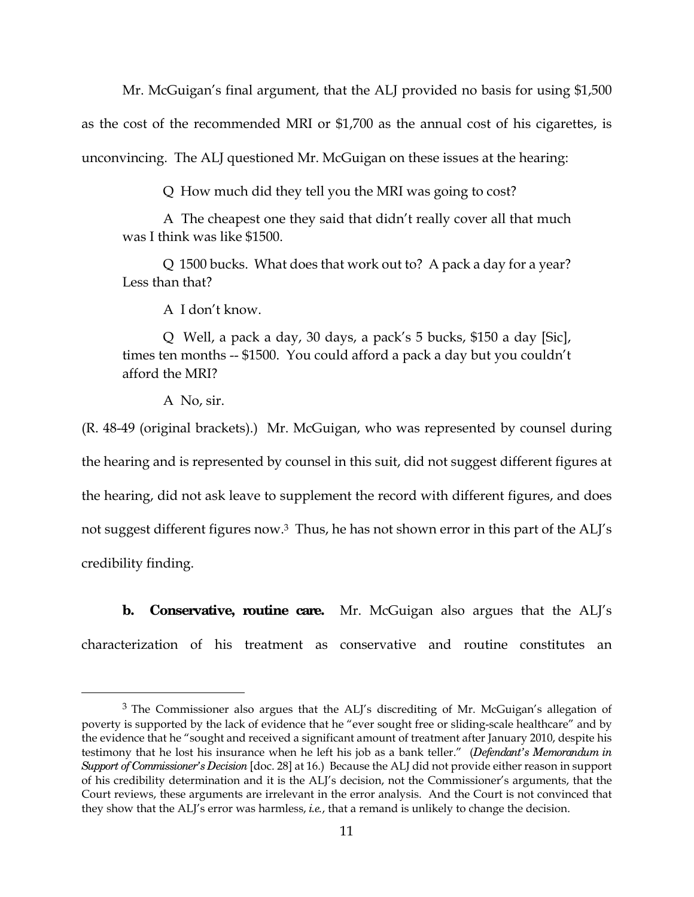Mr. McGuigan's final argument, that the ALJ provided no basis for using $1,500 as the cost of the recommended MRI or $1,700 as the annual cost of his cigarettes, is unconvincing. The ALJ questioned Mr. McGuigan on these issues at the hearing:

> Q How much did they tell you the MRI was going to cost?
>
> A The cheapest one they said that didn't really cover all that much was I think was like $1500.
>
> Q 1500 bucks. What does that work out to? A pack a day for a year? Less than that?
>
> A I don't know.
>
> Q Well, a pack a day, 30 days, a pack's 5 bucks, $150 a day [Sic], times ten months -- $1500. You could afford a pack a day but you couldn't afford the MRI?
>
> A No, sir.

(R. 48-49 (original brackets).) Mr. McGuigan, who was represented by counsel during the hearing and is represented by counsel in this suit, did not suggest different figures at the hearing, did not ask leave to supplement the record with different figures, and does not suggest different figures now.[3] Thus, he has not shown error in this part of the ALJ's credibility finding.

**b. Conservative, routine care.** Mr. McGuigan also argues that the ALJ's characterization of his treatment as conservative and routine constitutes an

---

[3] The Commissioner also argues that the ALJ's discrediting of Mr. McGuigan's allegation of poverty is supported by the lack of evidence that he "ever sought free or sliding-scale healthcare" and by the evidence that he "sought and received a significant amount of treatment after January 2010, despite his testimony that he lost his insurance when he left his job as a bank teller." (*Defendant's Memorandum in Support of Commissioner's Decision* [doc. 28] at 16.) Because the ALJ did not provide either reason in support of his credibility determination and it is the ALJ's decision, not the Commissioner's arguments, that the Court reviews, these arguments are irrelevant in the error analysis. And the Court is not convinced that they show that the ALJ's error was harmless, *i.e.*, that a remand is unlikely to change the decision.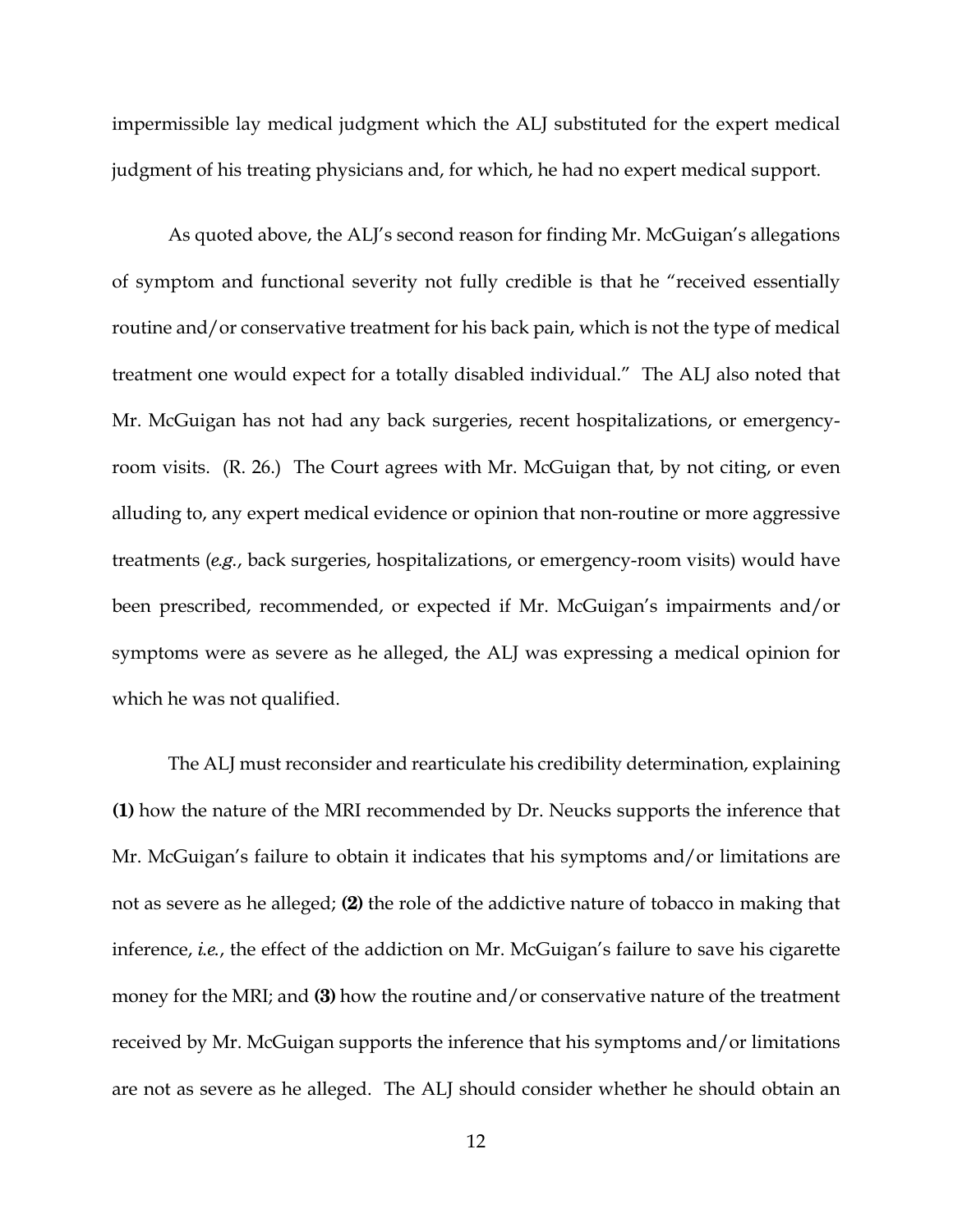impermissible lay medical judgment which the ALJ substituted for the expert medical judgment of his treating physicians and, for which, he had no expert medical support.

As quoted above, the ALJ's second reason for finding Mr. McGuigan's allegations of symptom and functional severity not fully credible is that he "received essentially routine and/or conservative treatment for his back pain, which is not the type of medical treatment one would expect for a totally disabled individual." The ALJ also noted that Mr. McGuigan has not had any back surgeries, recent hospitalizations, or emergency-room visits. (R. 26.) The Court agrees with Mr. McGuigan that, by not citing, or even alluding to, any expert medical evidence or opinion that non-routine or more aggressive treatments (*e.g.*, back surgeries, hospitalizations, or emergency-room visits) would have been prescribed, recommended, or expected if Mr. McGuigan's impairments and/or symptoms were as severe as he alleged, the ALJ was expressing a medical opinion for which he was not qualified.

The ALJ must reconsider and rearticulate his credibility determination, explaining **(1)** how the nature of the MRI recommended by Dr. Neucks supports the inference that Mr. McGuigan's failure to obtain it indicates that his symptoms and/or limitations are not as severe as he alleged; **(2)** the role of the addictive nature of tobacco in making that inference, *i.e.*, the effect of the addiction on Mr. McGuigan's failure to save his cigarette money for the MRI; and **(3)** how the routine and/or conservative nature of the treatment received by Mr. McGuigan supports the inference that his symptoms and/or limitations are not as severe as he alleged. The ALJ should consider whether he should obtain an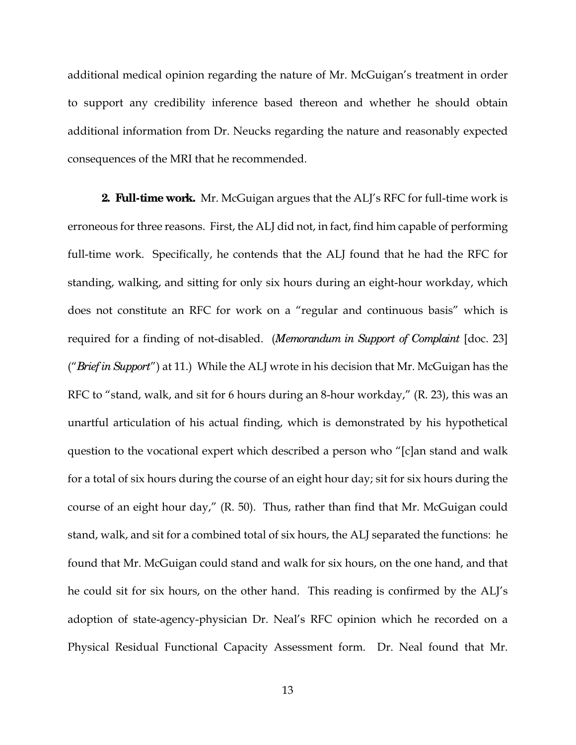additional medical opinion regarding the nature of Mr. McGuigan's treatment in order to support any credibility inference based thereon and whether he should obtain additional information from Dr. Neucks regarding the nature and reasonably expected consequences of the MRI that he recommended.

**2. Full-time work.** Mr. McGuigan argues that the ALJ's RFC for full-time work is erroneous for three reasons. First, the ALJ did not, in fact, find him capable of performing full-time work. Specifically, he contends that the ALJ found that he had the RFC for standing, walking, and sitting for only six hours during an eight-hour workday, which does not constitute an RFC for work on a "regular and continuous basis" which is required for a finding of not-disabled. (*Memorandum in Support of Complaint* [doc. 23] ("*Brief in Support*") at 11.) While the ALJ wrote in his decision that Mr. McGuigan has the RFC to "stand, walk, and sit for 6 hours during an 8-hour workday," (R. 23), this was an unartful articulation of his actual finding, which is demonstrated by his hypothetical question to the vocational expert which described a person who "[c]an stand and walk for a total of six hours during the course of an eight hour day; sit for six hours during the course of an eight hour day," (R. 50). Thus, rather than find that Mr. McGuigan could stand, walk, and sit for a combined total of six hours, the ALJ separated the functions: he found that Mr. McGuigan could stand and walk for six hours, on the one hand, and that he could sit for six hours, on the other hand. This reading is confirmed by the ALJ's adoption of state-agency-physician Dr. Neal's RFC opinion which he recorded on a Physical Residual Functional Capacity Assessment form. Dr. Neal found that Mr.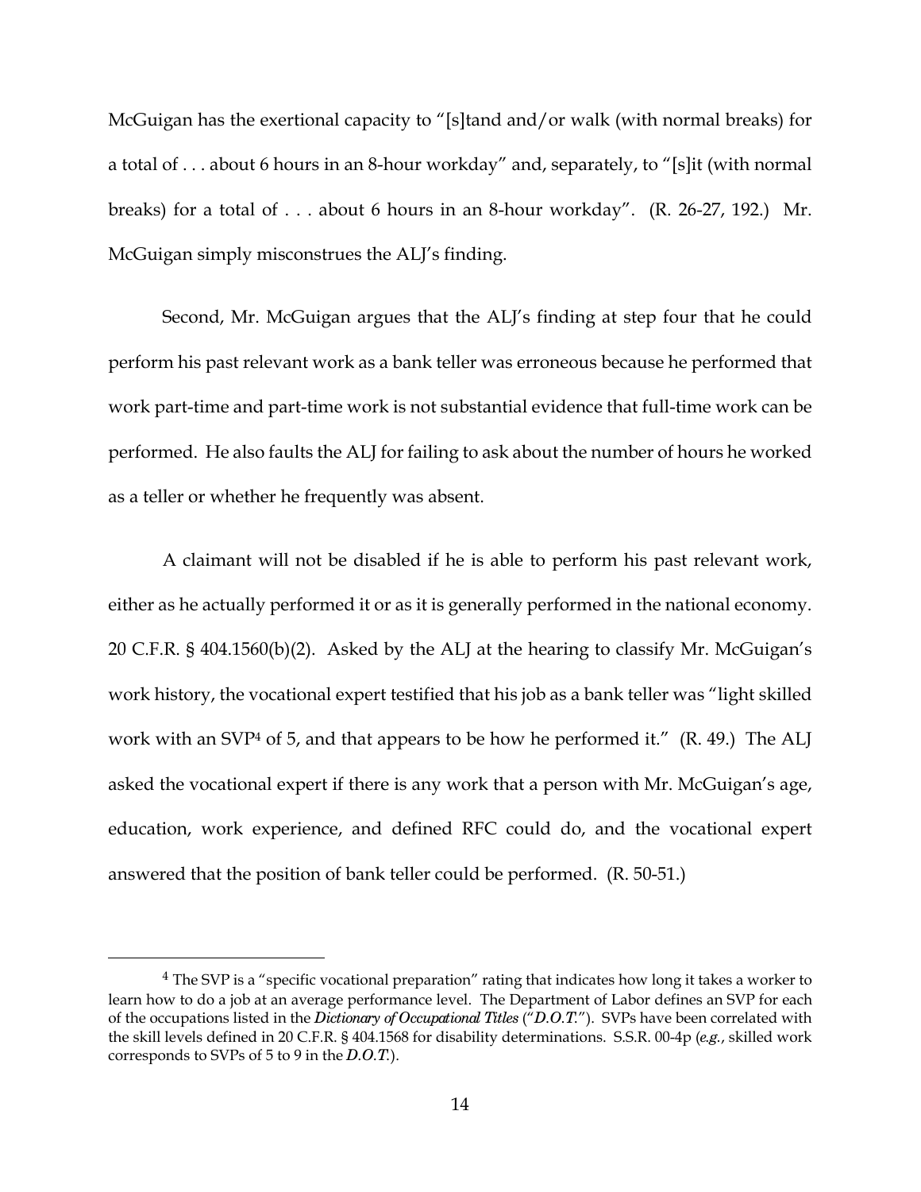McGuigan has the exertional capacity to "[s]tand and/or walk (with normal breaks) for a total of . . . about 6 hours in an 8-hour workday" and, separately, to "[s]it (with normal breaks) for a total of . . . about 6 hours in an 8-hour workday". (R. 26-27, 192.) Mr. McGuigan simply misconstrues the ALJ's finding.

Second, Mr. McGuigan argues that the ALJ's finding at step four that he could perform his past relevant work as a bank teller was erroneous because he performed that work part-time and part-time work is not substantial evidence that full-time work can be performed. He also faults the ALJ for failing to ask about the number of hours he worked as a teller or whether he frequently was absent.

A claimant will not be disabled if he is able to perform his past relevant work, either as he actually performed it or as it is generally performed in the national economy. 20 C.F.R. § 404.1560(b)(2). Asked by the ALJ at the hearing to classify Mr. McGuigan's work history, the vocational expert testified that his job as a bank teller was "light skilled work with an SVP[4] of 5, and that appears to be how he performed it." (R. 49.) The ALJ asked the vocational expert if there is any work that a person with Mr. McGuigan's age, education, work experience, and defined RFC could do, and the vocational expert answered that the position of bank teller could be performed. (R. 50-51.)

---

[4] The SVP is a "specific vocational preparation" rating that indicates how long it takes a worker to learn how to do a job at an average performance level. The Department of Labor defines an SVP for each of the occupations listed in the ***Dictionary of Occupational Titles*** ("***D.O.T.***"). SVPs have been correlated with the skill levels defined in 20 C.F.R. § 404.1568 for disability determinations. S.S.R. 00-4p (*e.g.*, skilled work corresponds to SVPs of 5 to 9 in the ***D.O.T.***).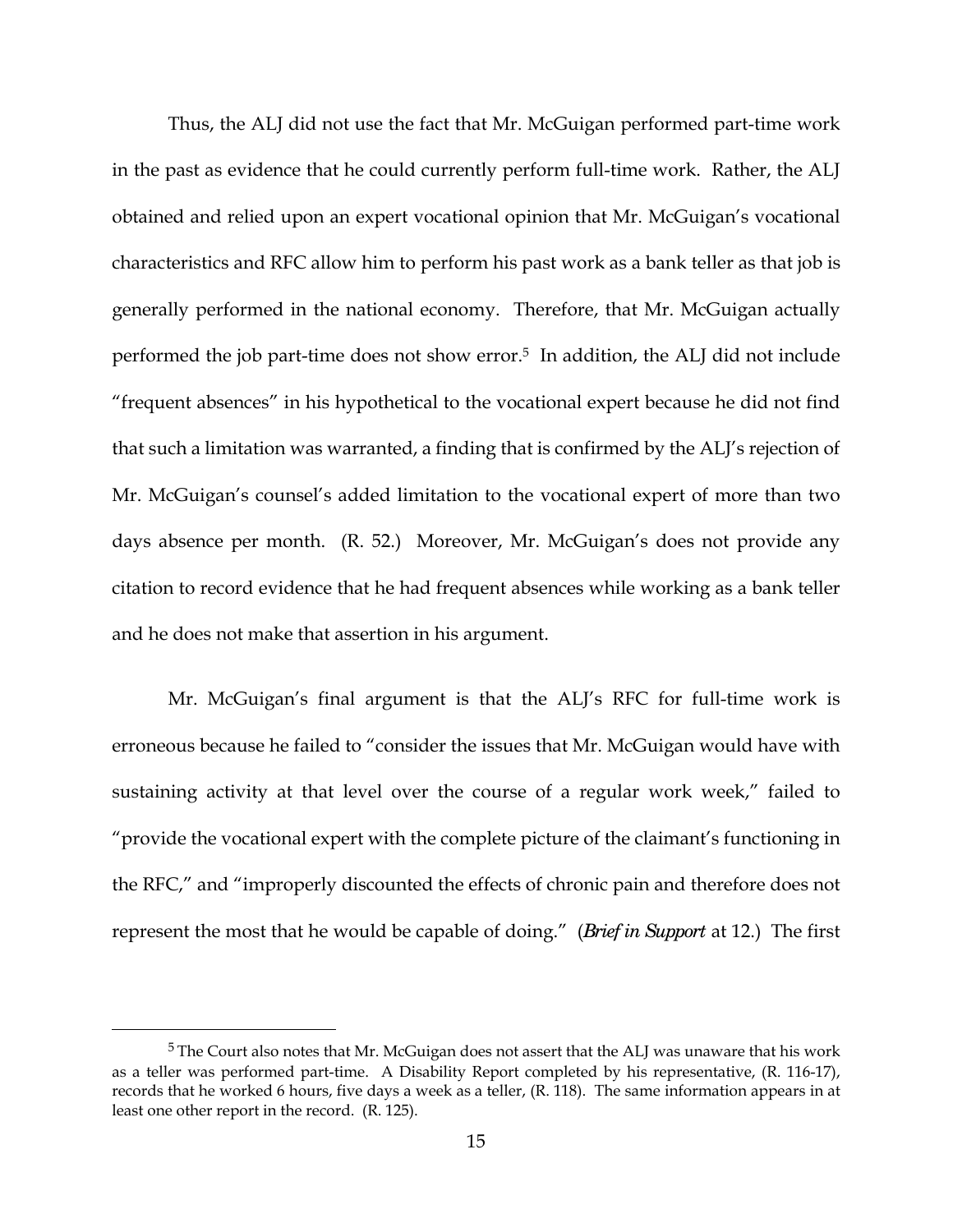Thus, the ALJ did not use the fact that Mr. McGuigan performed part-time work in the past as evidence that he could currently perform full-time work. Rather, the ALJ obtained and relied upon an expert vocational opinion that Mr. McGuigan's vocational characteristics and RFC allow him to perform his past work as a bank teller as that job is generally performed in the national economy. Therefore, that Mr. McGuigan actually performed the job part-time does not show error.[5] In addition, the ALJ did not include "frequent absences" in his hypothetical to the vocational expert because he did not find that such a limitation was warranted, a finding that is confirmed by the ALJ's rejection of Mr. McGuigan's counsel's added limitation to the vocational expert of more than two days absence per month. (R. 52.) Moreover, Mr. McGuigan's does not provide any citation to record evidence that he had frequent absences while working as a bank teller and he does not make that assertion in his argument.

Mr. McGuigan's final argument is that the ALJ's RFC for full-time work is erroneous because he failed to "consider the issues that Mr. McGuigan would have with sustaining activity at that level over the course of a regular work week," failed to "provide the vocational expert with the complete picture of the claimant's functioning in the RFC," and "improperly discounted the effects of chronic pain and therefore does not represent the most that he would be capable of doing." (*Brief in Support* at 12.) The first

[5] The Court also notes that Mr. McGuigan does not assert that the ALJ was unaware that his work as a teller was performed part-time. A Disability Report completed by his representative, (R. 116-17), records that he worked 6 hours, five days a week as a teller, (R. 118). The same information appears in at least one other report in the record. (R. 125).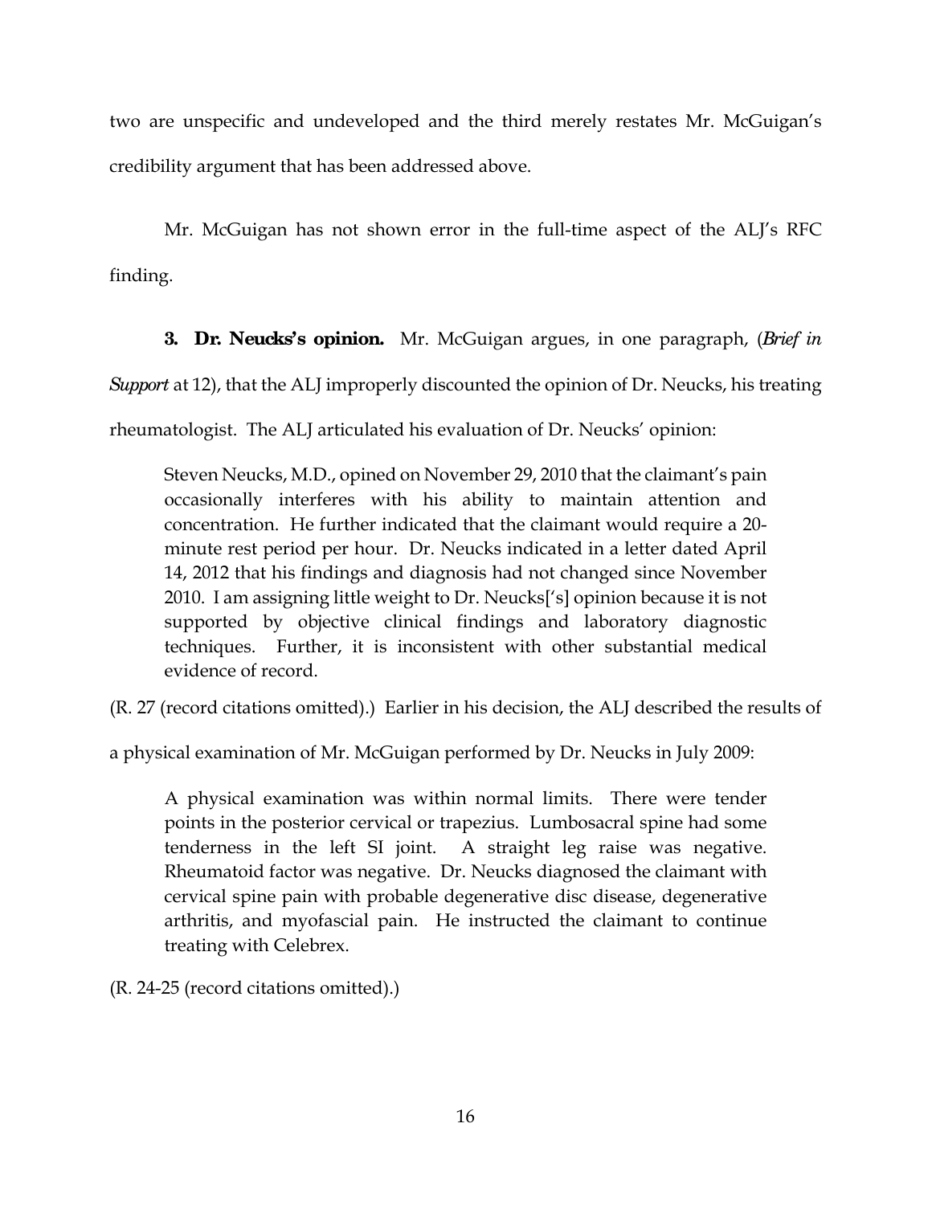two are unspecific and undeveloped and the third merely restates Mr. McGuigan's credibility argument that has been addressed above.

Mr. McGuigan has not shown error in the full-time aspect of the ALJ's RFC finding.

**3. Dr. Neucks's opinion.** Mr. McGuigan argues, in one paragraph, (*Brief in Support* at 12), that the ALJ improperly discounted the opinion of Dr. Neucks, his treating rheumatologist. The ALJ articulated his evaluation of Dr. Neucks' opinion:

> Steven Neucks, M.D., opined on November 29, 2010 that the claimant's pain occasionally interferes with his ability to maintain attention and concentration. He further indicated that the claimant would require a 20-minute rest period per hour. Dr. Neucks indicated in a letter dated April 14, 2012 that his findings and diagnosis had not changed since November 2010. I am assigning little weight to Dr. Neucks['s] opinion because it is not supported by objective clinical findings and laboratory diagnostic techniques. Further, it is inconsistent with other substantial medical evidence of record.

(R. 27 (record citations omitted).) Earlier in his decision, the ALJ described the results of a physical examination of Mr. McGuigan performed by Dr. Neucks in July 2009:

> A physical examination was within normal limits. There were tender points in the posterior cervical or trapezius. Lumbosacral spine had some tenderness in the left SI joint. A straight leg raise was negative. Rheumatoid factor was negative. Dr. Neucks diagnosed the claimant with cervical spine pain with probable degenerative disc disease, degenerative arthritis, and myofascial pain. He instructed the claimant to continue treating with Celebrex.

(R. 24-25 (record citations omitted).)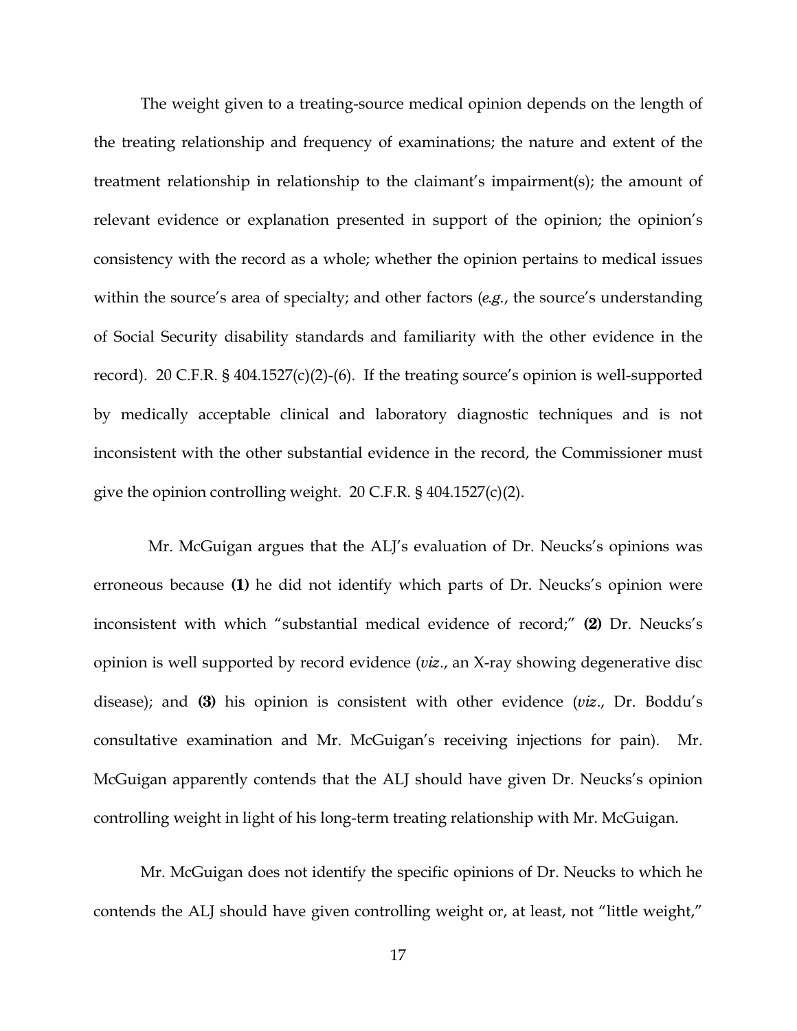The weight given to a treating-source medical opinion depends on the length of the treating relationship and frequency of examinations; the nature and extent of the treatment relationship in relationship to the claimant's impairment(s); the amount of relevant evidence or explanation presented in support of the opinion; the opinion's consistency with the record as a whole; whether the opinion pertains to medical issues within the source's area of specialty; and other factors (*e.g.*, the source's understanding of Social Security disability standards and familiarity with the other evidence in the record). 20 C.F.R. § 404.1527(c)(2)-(6). If the treating source's opinion is well-supported by medically acceptable clinical and laboratory diagnostic techniques and is not inconsistent with the other substantial evidence in the record, the Commissioner must give the opinion controlling weight. 20 C.F.R. § 404.1527(c)(2).

Mr. McGuigan argues that the ALJ's evaluation of Dr. Neucks's opinions was erroneous because **(1)** he did not identify which parts of Dr. Neucks's opinion were inconsistent with which "substantial medical evidence of record;" **(2)** Dr. Neucks's opinion is well supported by record evidence (*viz*., an X-ray showing degenerative disc disease); and **(3)** his opinion is consistent with other evidence (*viz*., Dr. Boddu's consultative examination and Mr. McGuigan's receiving injections for pain). Mr. McGuigan apparently contends that the ALJ should have given Dr. Neucks's opinion controlling weight in light of his long-term treating relationship with Mr. McGuigan.

Mr. McGuigan does not identify the specific opinions of Dr. Neucks to which he contends the ALJ should have given controlling weight or, at least, not "little weight,"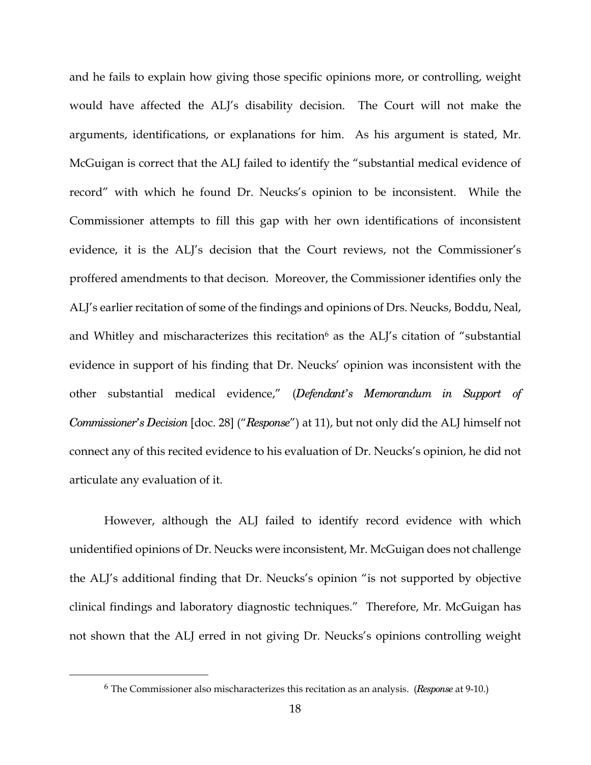and he fails to explain how giving those specific opinions more, or controlling, weight would have affected the ALJ's disability decision. The Court will not make the arguments, identifications, or explanations for him. As his argument is stated, Mr. McGuigan is correct that the ALJ failed to identify the "substantial medical evidence of record" with which he found Dr. Neucks's opinion to be inconsistent. While the Commissioner attempts to fill this gap with her own identifications of inconsistent evidence, it is the ALJ's decision that the Court reviews, not the Commissioner's proffered amendments to that decison. Moreover, the Commissioner identifies only the ALJ's earlier recitation of some of the findings and opinions of Drs. Neucks, Boddu, Neal, and Whitley and mischaracterizes this recitation[6] as the ALJ's citation of "substantial evidence in support of his finding that Dr. Neucks' opinion was inconsistent with the other substantial medical evidence," (*Defendant's Memorandum in Support of Commissioner's Decision* [doc. 28] ("*Response*") at 11), but not only did the ALJ himself not connect any of this recited evidence to his evaluation of Dr. Neucks's opinion, he did not articulate any evaluation of it.

However, although the ALJ failed to identify record evidence with which unidentified opinions of Dr. Neucks were inconsistent, Mr. McGuigan does not challenge the ALJ's additional finding that Dr. Neucks's opinion "is not supported by objective clinical findings and laboratory diagnostic techniques." Therefore, Mr. McGuigan has not shown that the ALJ erred in not giving Dr. Neucks's opinions controlling weight

---

[6] The Commissioner also mischaracterizes this recitation as an analysis. (*Response* at 9-10.)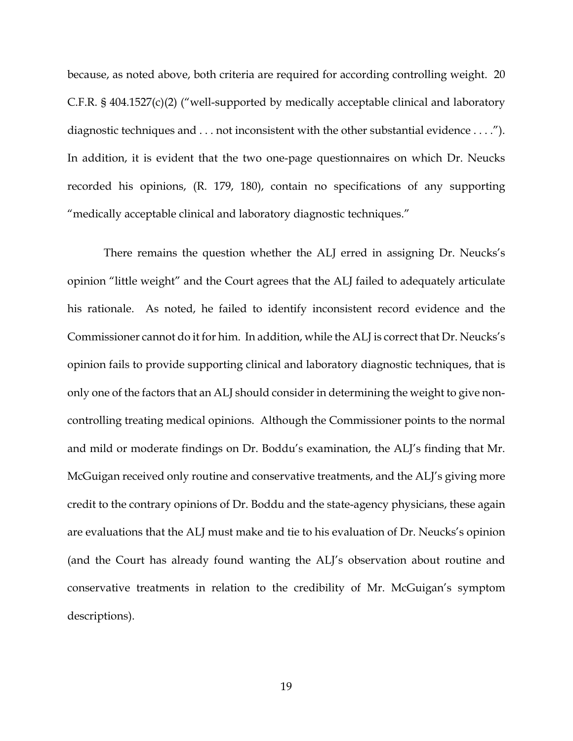because, as noted above, both criteria are required for according controlling weight. 20 C.F.R. § 404.1527(c)(2) ("well-supported by medically acceptable clinical and laboratory diagnostic techniques and . . . not inconsistent with the other substantial evidence . . . ."). In addition, it is evident that the two one-page questionnaires on which Dr. Neucks recorded his opinions, (R. 179, 180), contain no specifications of any supporting "medically acceptable clinical and laboratory diagnostic techniques."

There remains the question whether the ALJ erred in assigning Dr. Neucks's opinion "little weight" and the Court agrees that the ALJ failed to adequately articulate his rationale. As noted, he failed to identify inconsistent record evidence and the Commissioner cannot do it for him. In addition, while the ALJ is correct that Dr. Neucks's opinion fails to provide supporting clinical and laboratory diagnostic techniques, that is only one of the factors that an ALJ should consider in determining the weight to give non-controlling treating medical opinions. Although the Commissioner points to the normal and mild or moderate findings on Dr. Boddu's examination, the ALJ's finding that Mr. McGuigan received only routine and conservative treatments, and the ALJ's giving more credit to the contrary opinions of Dr. Boddu and the state-agency physicians, these again are evaluations that the ALJ must make and tie to his evaluation of Dr. Neucks's opinion (and the Court has already found wanting the ALJ's observation about routine and conservative treatments in relation to the credibility of Mr. McGuigan's symptom descriptions).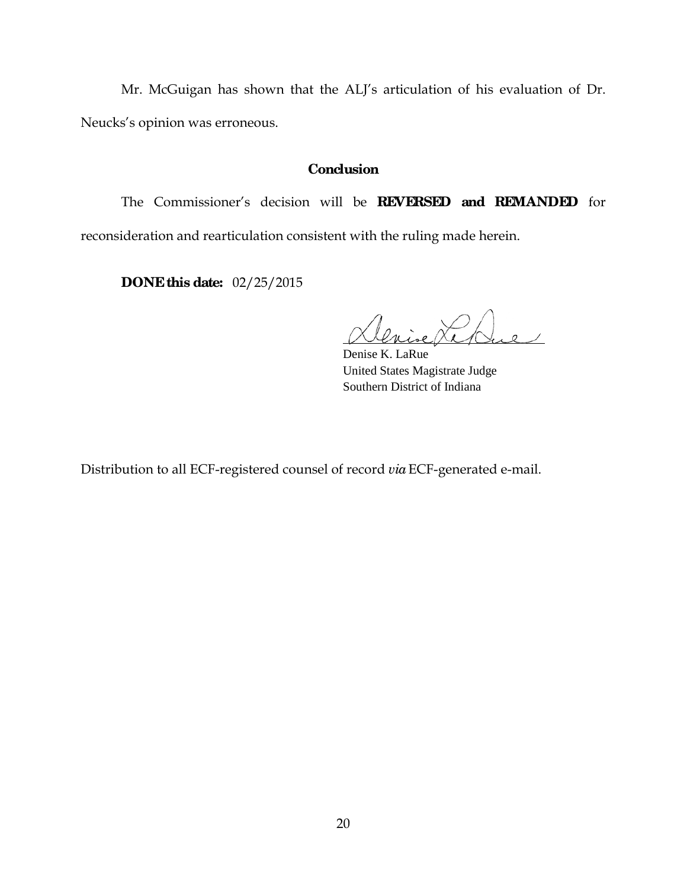Mr. McGuigan has shown that the ALJ's articulation of his evaluation of Dr. Neucks's opinion was erroneous.

## Conclusion

The Commissioner's decision will be **REVERSED and REMANDED** for reconsideration and rearticulation consistent with the ruling made herein.

**DONE this date:** 02/25/2015

Denise K. LaRue
United States Magistrate Judge
Southern District of Indiana

Distribution to all ECF-registered counsel of record *via* ECF-generated e-mail.